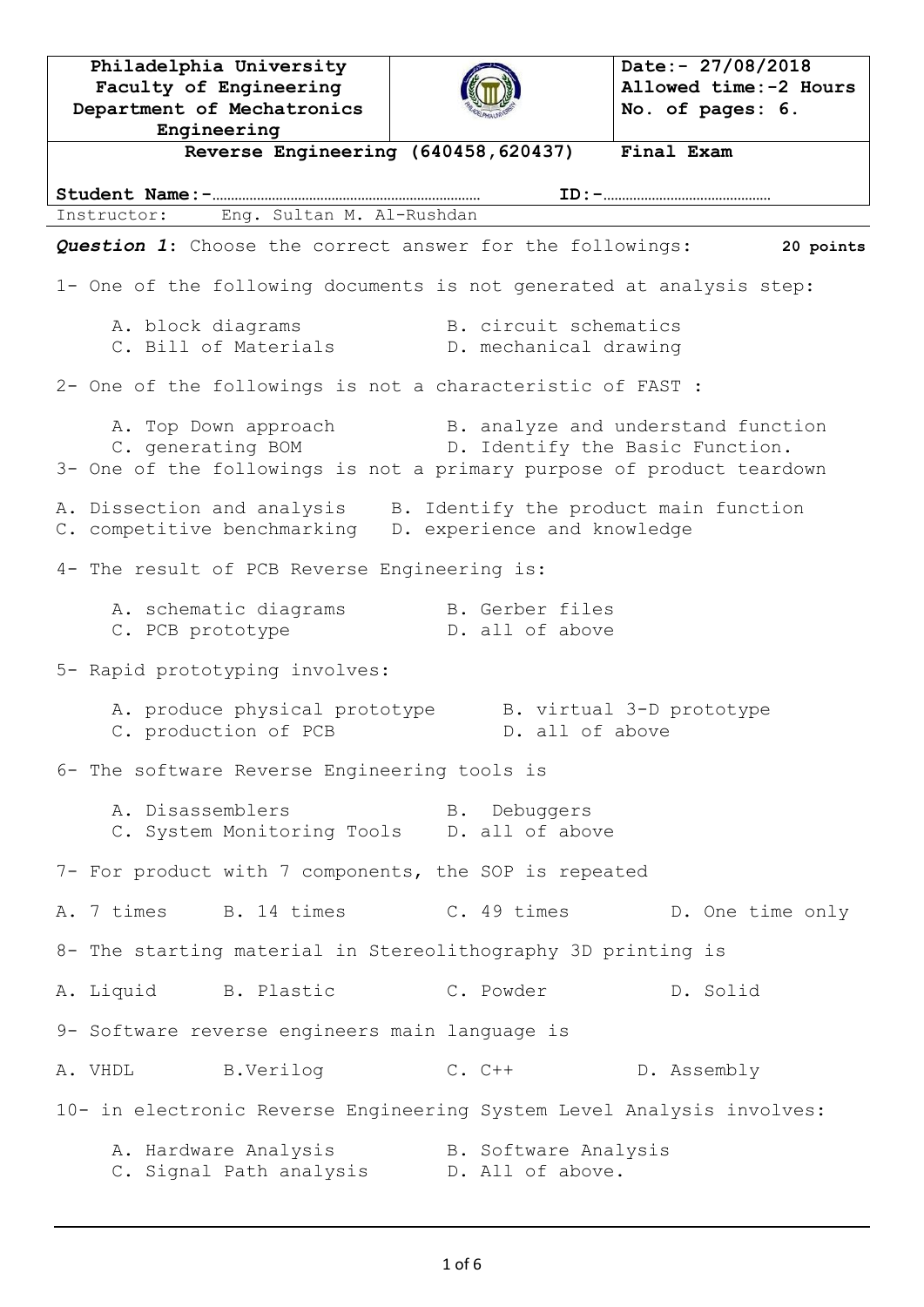| Philadelphia University<br>Faculty of Engineering<br>Department of Mechatronics Engineering | | Date:- 27/08/2018<br>Allowed time:-2 Hours<br>No. of pages: 6. |
|---|---|---|
| Reverse Engineering (640458,620437) | | Final Exam |

**Student Name:-**……………………………………………………… **ID:-**……………………………………

Instructor: Eng. Sultan M. Al-Rushdan

***Question 1***: Choose the correct answer for the followings: **20 points**

1- One of the following documents is not generated at analysis step:

A. block diagrams B. circuit schematics
C. Bill of Materials D. mechanical drawing

2- One of the followings is not a characteristic of FAST :

A. Top Down approach B. analyze and understand function
C. generating BOM D. Identify the Basic Function.

3- One of the followings is not a primary purpose of product teardown

A. Dissection and analysis B. Identify the product main function
C. competitive benchmarking D. experience and knowledge

4- The result of PCB Reverse Engineering is:

A. schematic diagrams B. Gerber files
C. PCB prototype D. all of above

5- Rapid prototyping involves:

A. produce physical prototype B. virtual 3-D prototype
C. production of PCB D. all of above

6- The software Reverse Engineering tools is

A. Disassemblers B. Debuggers
C. System Monitoring Tools D. all of above

7- For product with 7 components, the SOP is repeated

A. 7 times B. 14 times C. 49 times D. One time only

8- The starting material in Stereolithography 3D printing is

A. Liquid B. Plastic C. Powder D. Solid

9- Software reverse engineers main language is

A. VHDL B.Verilog C. C++ D. Assembly

10- in electronic Reverse Engineering System Level Analysis involves:

A. Hardware Analysis B. Software Analysis
C. Signal Path analysis D. All of above.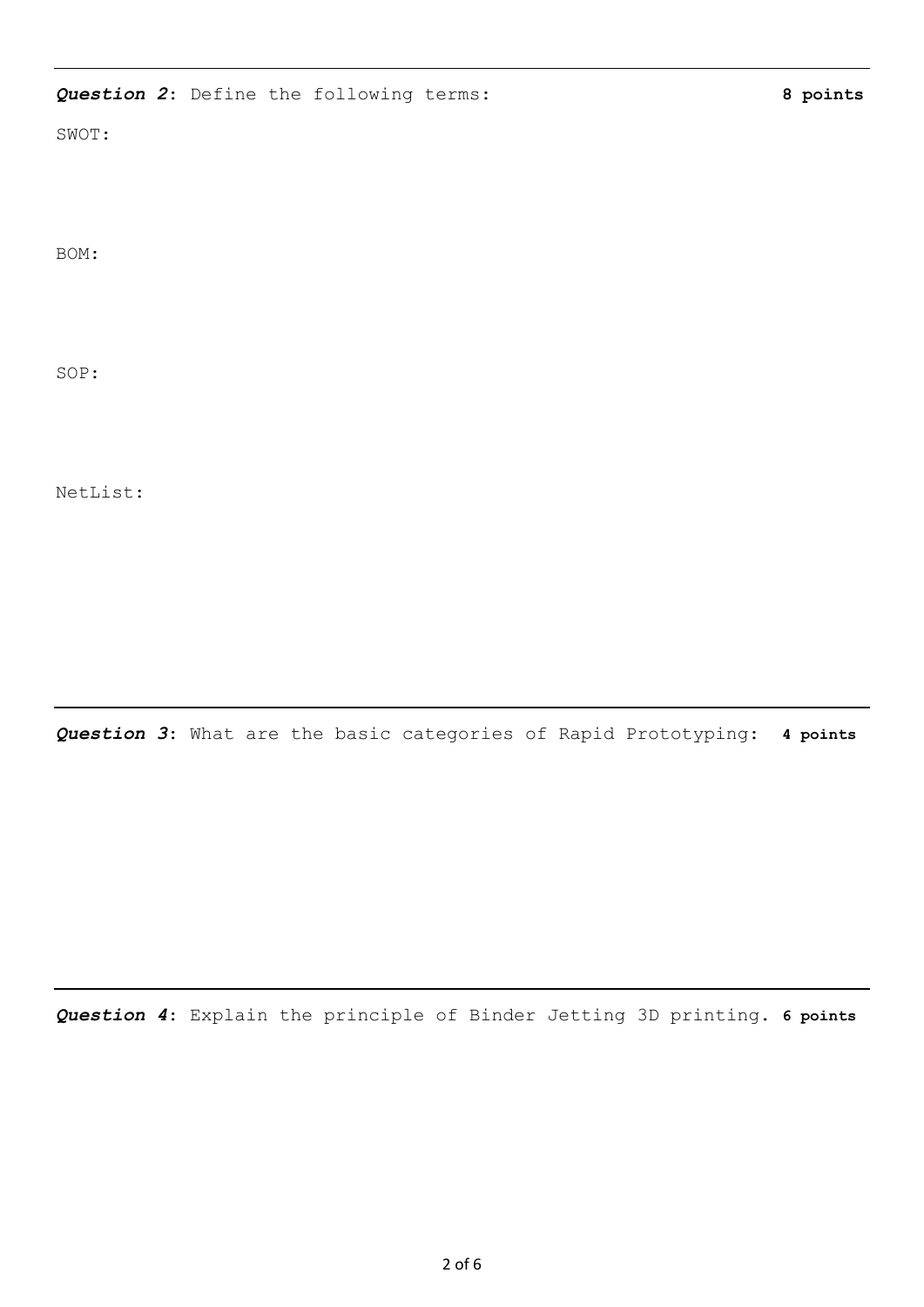***Question 2***: Define the following terms: **8 points**

SWOT:

BOM:

SOP:

NetList:

---

***Question 3***: What are the basic categories of Rapid Prototyping: **4 points**

---

***Question 4***: Explain the principle of Binder Jetting 3D printing. **6 points**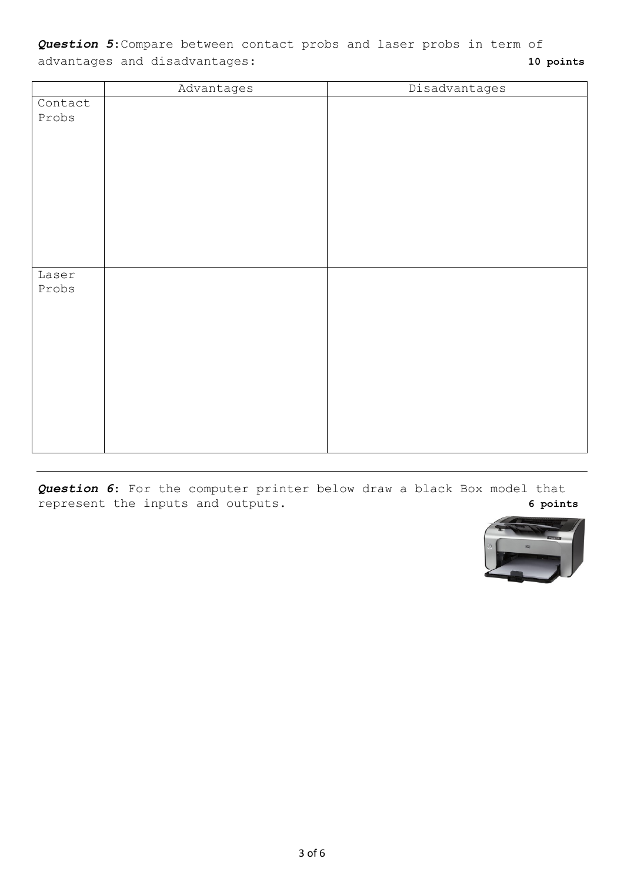***Question 5***: Compare between contact probs and laser probs in term of advantages and disadvantages: **10 points**

| | Advantages | Disadvantages |
|---|---|---|
| Contact Probs | | |
| Laser Probs | | |

---

***Question 6***: For the computer printer below draw a black Box model that represent the inputs and outputs. **6 points**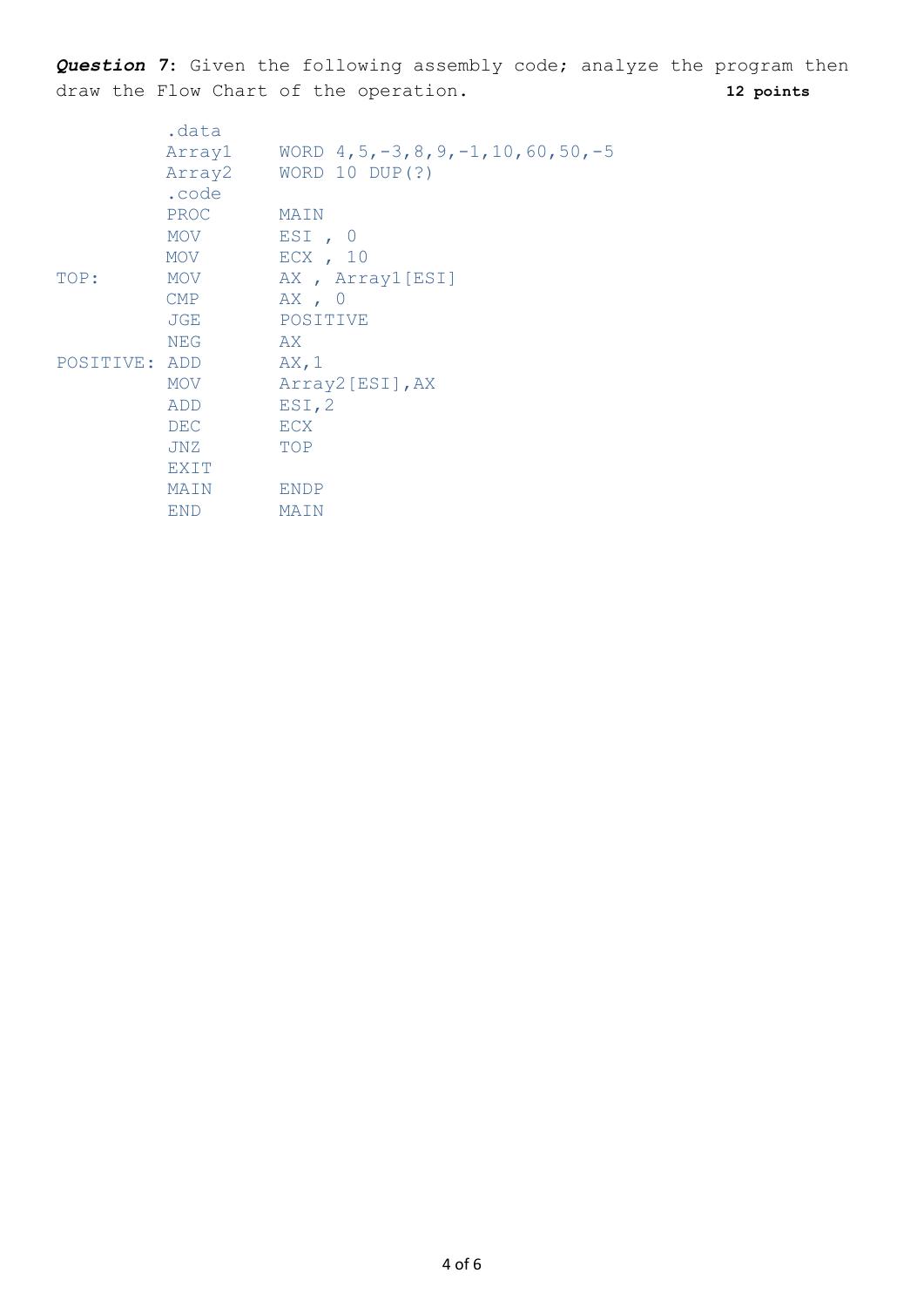***Question* 7**: Given the following assembly code; analyze the program then draw the Flow Chart of the operation. **12 points**

```
          .data
          Array1    WORD 4,5,-3,8,9,-1,10,60,50,-5
          Array2    WORD 10 DUP(?)
          .code
          PROC      MAIN
          MOV       ESI , 0
          MOV       ECX , 10
TOP:      MOV       AX , Array1[ESI]
          CMP       AX , 0
          JGE       POSITIVE
          NEG       AX
POSITIVE: ADD       AX,1
          MOV       Array2[ESI],AX
          ADD       ESI,2
          DEC       ECX
          JNZ       TOP
          EXIT
          MAIN      ENDP
          END       MAIN
```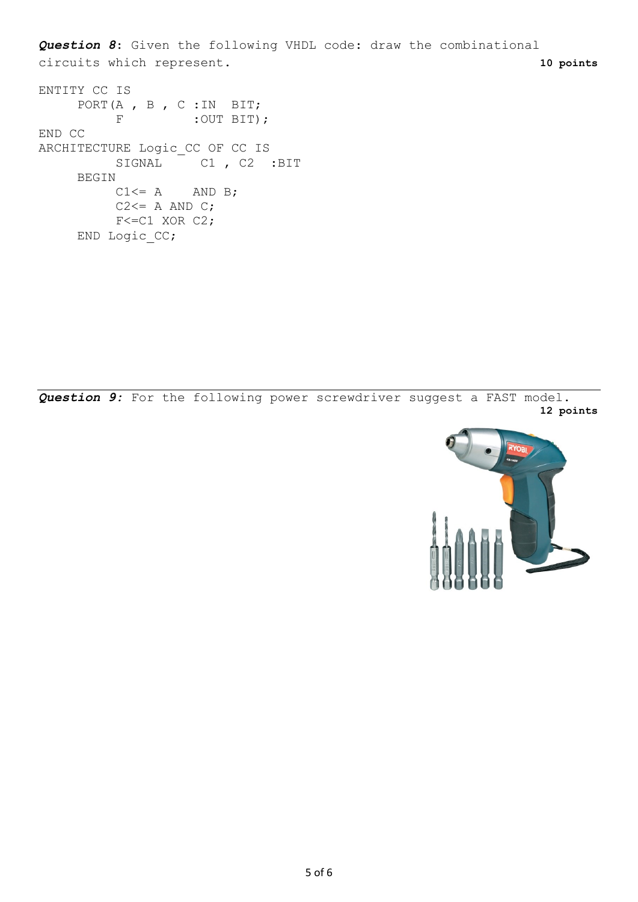***Question 8***: Given the following VHDL code: draw the combinational circuits which represent. **10 points**

```
ENTITY CC IS
     PORT(A , B , C :IN  BIT;
          F         :OUT BIT);
END CC
ARCHITECTURE Logic_CC OF CC IS
          SIGNAL     C1 , C2  :BIT
     BEGIN
          C1<= A    AND B;
          C2<= A AND C;
          F<=C1 XOR C2;
     END Logic_CC;
```

***Question 9:*** For the following power screwdriver suggest a FAST model. **12 points**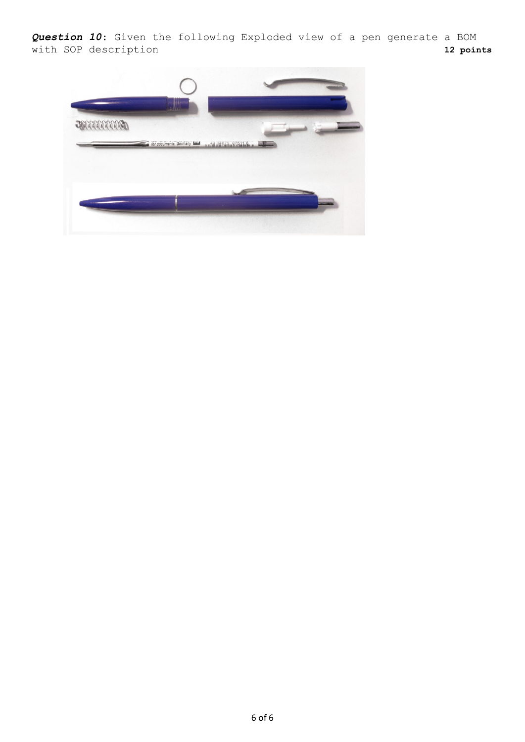***Question 10***: Given the following Exploded view of a pen generate a BOM with SOP description **12 points**